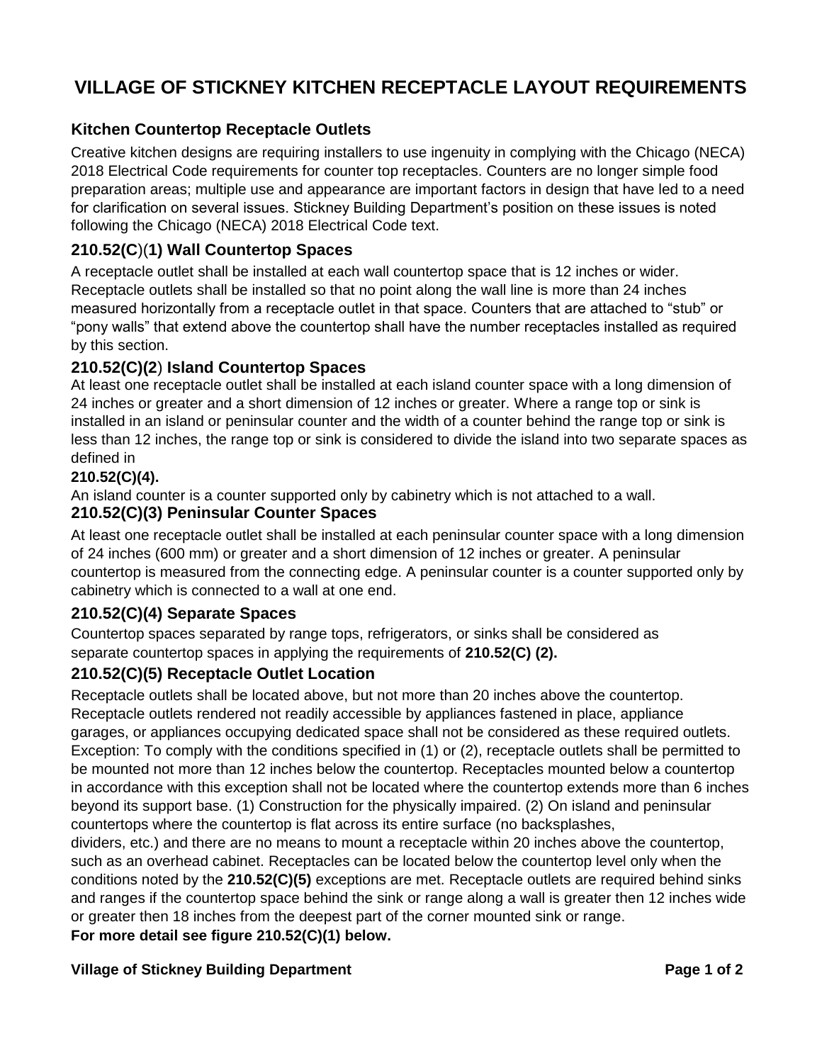# VILLAGE OF STICKNEY KITCHEN RECEPTACLE LAYOUT REQUIREMENTS

## Kitchen Countertop Receptacle Outlets

Creative kitchen designs are requiring installers to use ingenuity in complying with the Chicago (NECA) 2018 Electrical Code requirements for counter top receptacles. Counters are no longer simple food preparation areas; multiple use and appearance are important factors in design that have led to a need for clarification on several issues. Stickney Building Department's position on these issues is noted following the Chicago (NECA) 2018 Electrical Code text.

### 210.52(C)(1) Wall Countertop Spaces

A receptacle outlet shall be installed at each wall countertop space that is 12 inches or wider. Receptacle outlets shall be installed so that no point along the wall line is more than 24 inches measured horizontally from a receptacle outlet in that space. Counters that are attached to "stub" or "pony walls" that extend above the countertop shall have the number receptacles installed as required by this section.

### 210.52(C)(2) Island Countertop Spaces

At least one receptacle outlet shall be installed at each island counter space with a long dimension of 24 inches or greater and a short dimension of 12 inches or greater. Where a range top or sink is installed in an island or peninsular counter and the width of a counter behind the range top or sink is less than 12 inches, the range top or sink is considered to divide the island into two separate spaces as defined in

**210.52(C)(4).**

An island counter is a counter supported only by cabinetry which is not attached to a wall.

### 210.52(C)(3) Peninsular Counter Spaces

At least one receptacle outlet shall be installed at each peninsular counter space with a long dimension of 24 inches (600 mm) or greater and a short dimension of 12 inches or greater. A peninsular countertop is measured from the connecting edge. A peninsular counter is a counter supported only by cabinetry which is connected to a wall at one end.

### 210.52(C)(4) Separate Spaces

Countertop spaces separated by range tops, refrigerators, or sinks shall be considered as separate countertop spaces in applying the requirements of **210.52(C) (2).**

### 210.52(C)(5) Receptacle Outlet Location

Receptacle outlets shall be located above, but not more than 20 inches above the countertop. Receptacle outlets rendered not readily accessible by appliances fastened in place, appliance garages, or appliances occupying dedicated space shall not be considered as these required outlets. Exception: To comply with the conditions specified in (1) or (2), receptacle outlets shall be permitted to be mounted not more than 12 inches below the countertop. Receptacles mounted below a countertop in accordance with this exception shall not be located where the countertop extends more than 6 inches beyond its support base. (1) Construction for the physically impaired. (2) On island and peninsular countertops where the countertop is flat across its entire surface (no backsplashes, dividers, etc.) and there are no means to mount a receptacle within 20 inches above the countertop, such as an overhead cabinet. Receptacles can be located below the countertop level only when the conditions noted by the **210.52(C)(5)** exceptions are met. Receptacle outlets are required behind sinks and ranges if the countertop space behind the sink or range along a wall is greater then 12 inches wide or greater then 18 inches from the deepest part of the corner mounted sink or range.

**For more detail see figure 210.52(C)(1) below.**

**Village of Stickney Building Department**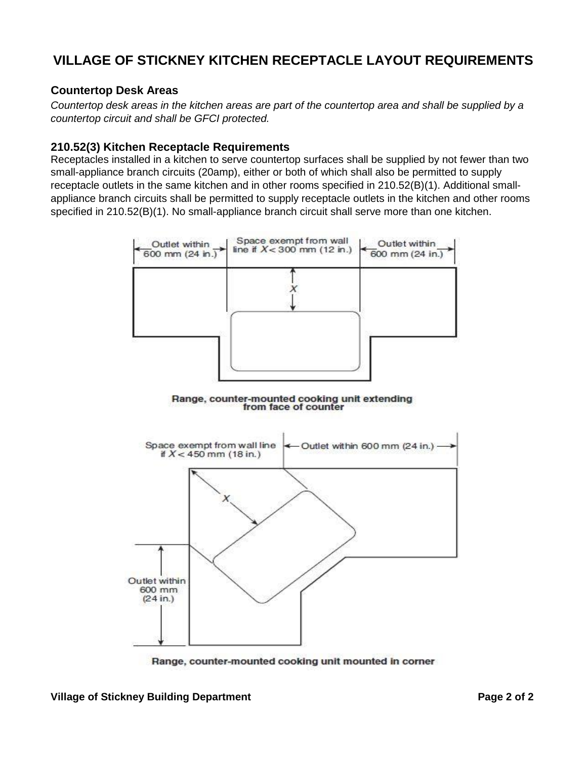# VILLAGE OF STICKNEY KITCHEN RECEPTACLE LAYOUT REQUIREMENTS

### Countertop Desk Areas

*Countertop desk areas in the kitchen areas are part of the countertop area and shall be supplied by a countertop circuit and shall be GFCI protected.*

### 210.52(3) Kitchen Receptacle Requirements

Receptacles installed in a kitchen to serve countertop surfaces shall be supplied by not fewer than two small-appliance branch circuits (20amp), either or both of which shall also be permitted to supply receptacle outlets in the same kitchen and in other rooms specified in 210.52(B)(1). Additional small-appliance branch circuits shall be permitted to supply receptacle outlets in the kitchen and other rooms specified in 210.52(B)(1). No small-appliance branch circuit shall serve more than one kitchen.

Outlet within 600 mm (24 in.)

Space exempt from wall line if $X < 300$ mm (12 in.)

Outlet within 600 mm (24 in.)

$X$

Range, counter-mounted cooking unit extending from face of counter

Space exempt from wall line if $X < 450$ mm (18 in.)

Outlet within 600 mm (24 in.)

$X$

Outlet within 600 mm (24 in.)

Range, counter-mounted cooking unit mounted in corner